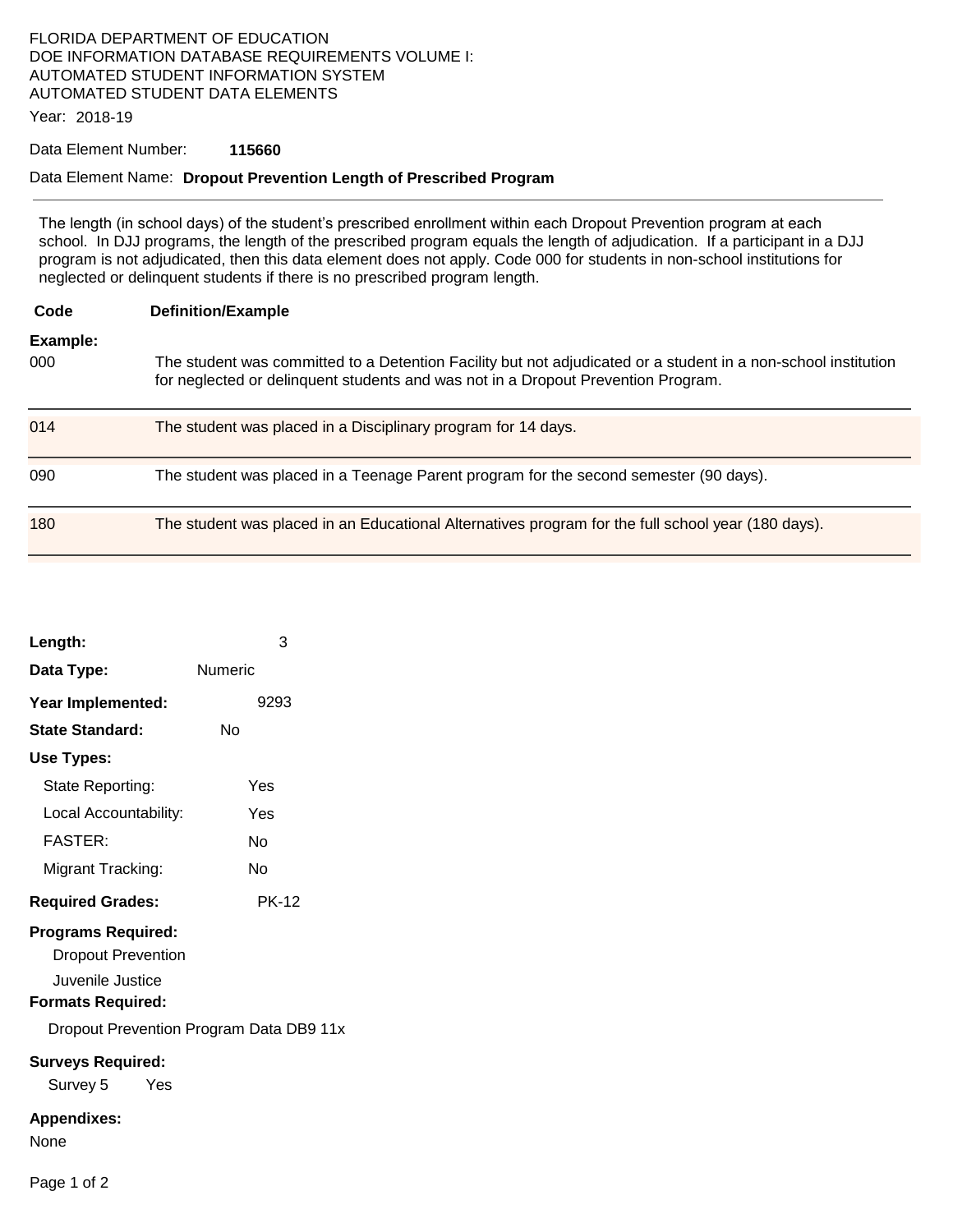FLORIDA DEPARTMENT OF EDUCATION
DOE INFORMATION DATABASE REQUIREMENTS VOLUME I:
AUTOMATED STUDENT INFORMATION SYSTEM
AUTOMATED STUDENT DATA ELEMENTS

Year: 2018-19

Data Element Number: **115660**

Data Element Name: **Dropout Prevention Length of Prescribed Program**

---

The length (in school days) of the student's prescribed enrollment within each Dropout Prevention program at each school. In DJJ programs, the length of the prescribed program equals the length of adjudication. If a participant in a DJJ program is not adjudicated, then this data element does not apply. Code 000 for students in non-school institutions for neglected or delinquent students if there is no prescribed program length.

| Code | Definition/Example |
|---|---|
| **Example:** | |
| 000 | The student was committed to a Detention Facility but not adjudicated or a student in a non-school institution for neglected or delinquent students and was not in a Dropout Prevention Program. |
| 014 | The student was placed in a Disciplinary program for 14 days. |
| 090 | The student was placed in a Teenage Parent program for the second semester (90 days). |
| 180 | The student was placed in an Educational Alternatives program for the full school year (180 days). |

**Length:** 3

**Data Type:** Numeric

**Year Implemented:** 9293

**State Standard:** No

**Use Types:**

- State Reporting: Yes
- Local Accountability: Yes
- FASTER: No
- Migrant Tracking: No

**Required Grades:** PK-12

**Programs Required:**

- Dropout Prevention
- Juvenile Justice

**Formats Required:**

Dropout Prevention Program Data DB9 11x

**Surveys Required:**

Survey 5 Yes

**Appendixes:**

None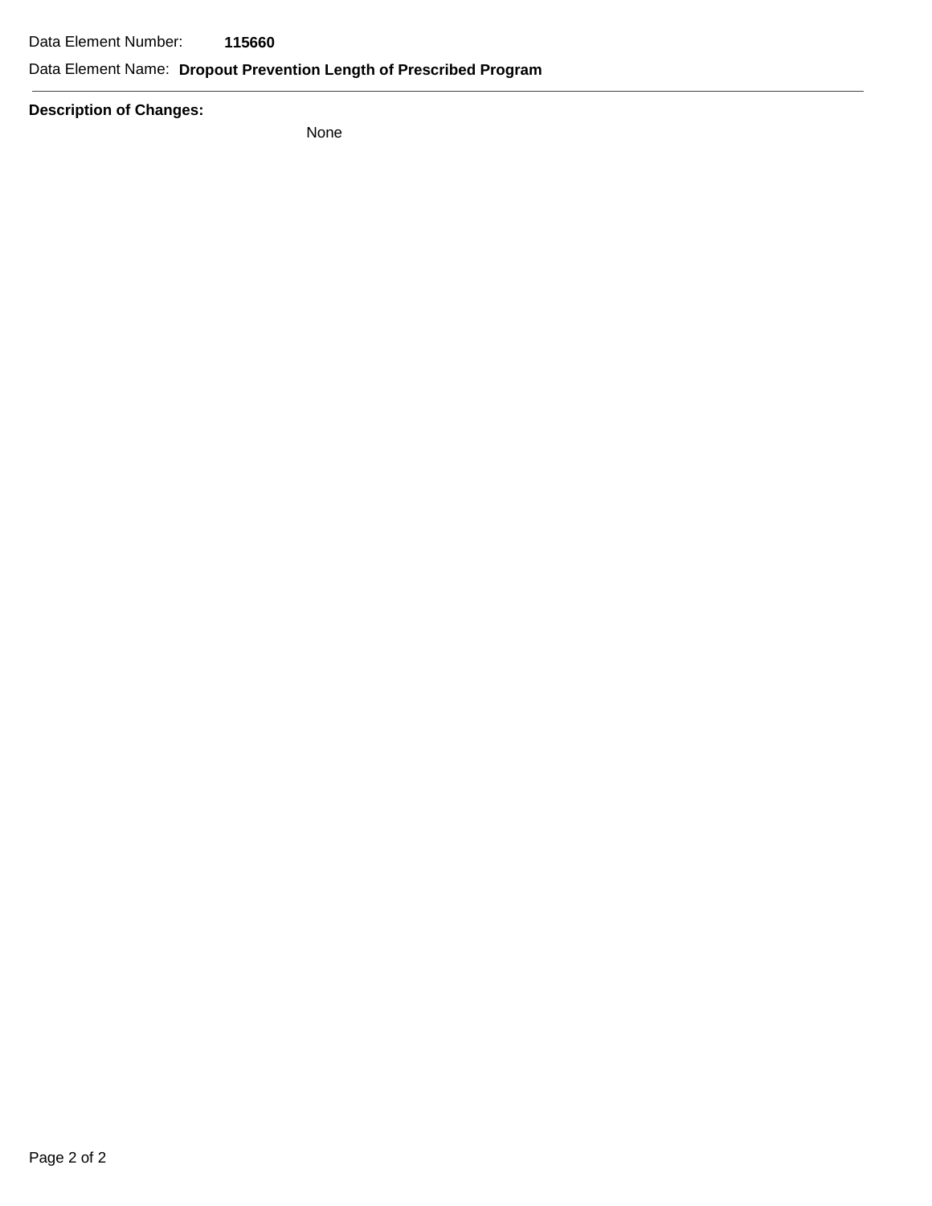Data Element Number: **115660**

Data Element Name: **Dropout Prevention Length of Prescribed Program**

---

**Description of Changes:**

None